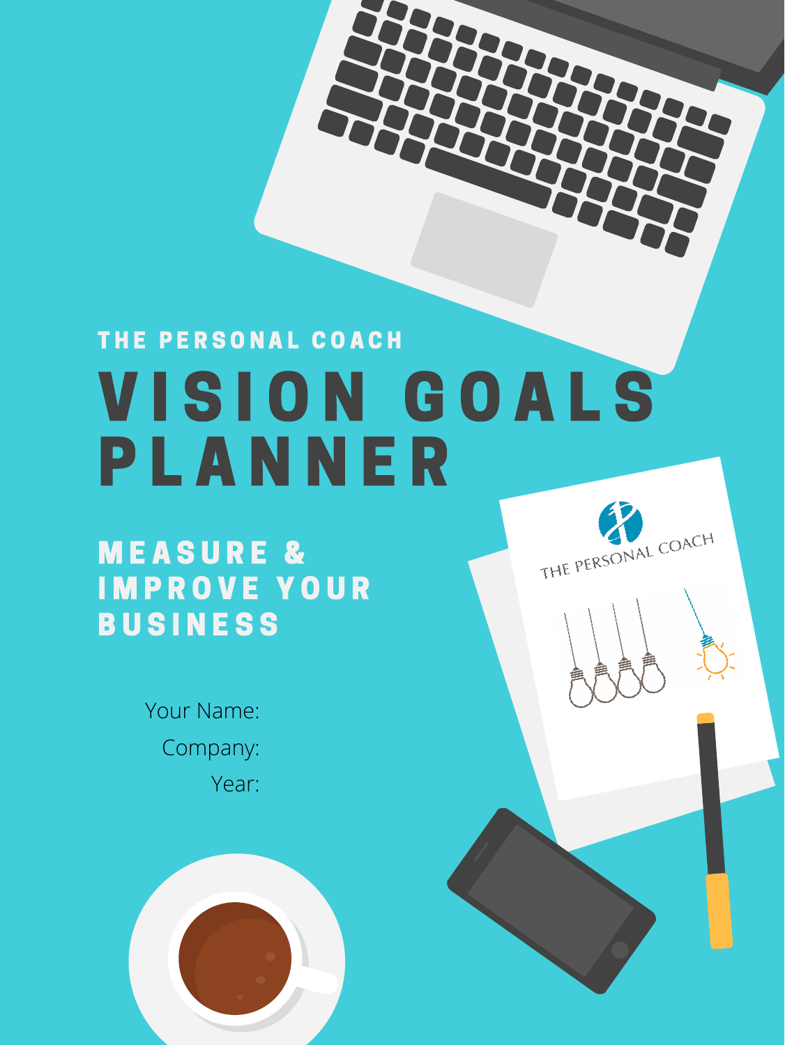THE PERSONAL COACH

# VISION GOALS PLANNER

## MEASURE & IMPROVE YOUR BUSINESS

Your Name:

Company:

Year: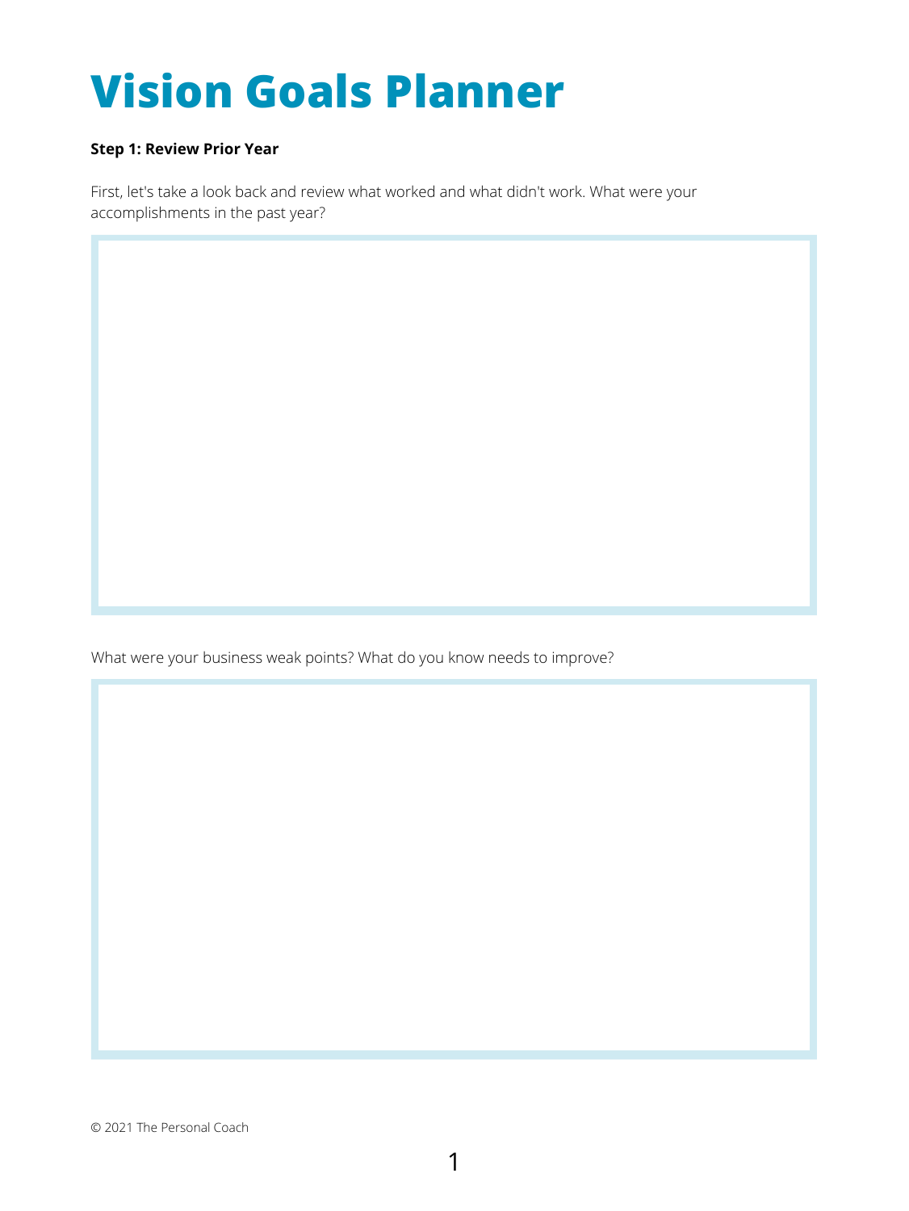# Vision Goals Planner

**Step 1: Review Prior Year**

First, let's take a look back and review what worked and what didn't work. What were your accomplishments in the past year?

What were your business weak points? What do you know needs to improve?

© 2021 The Personal Coach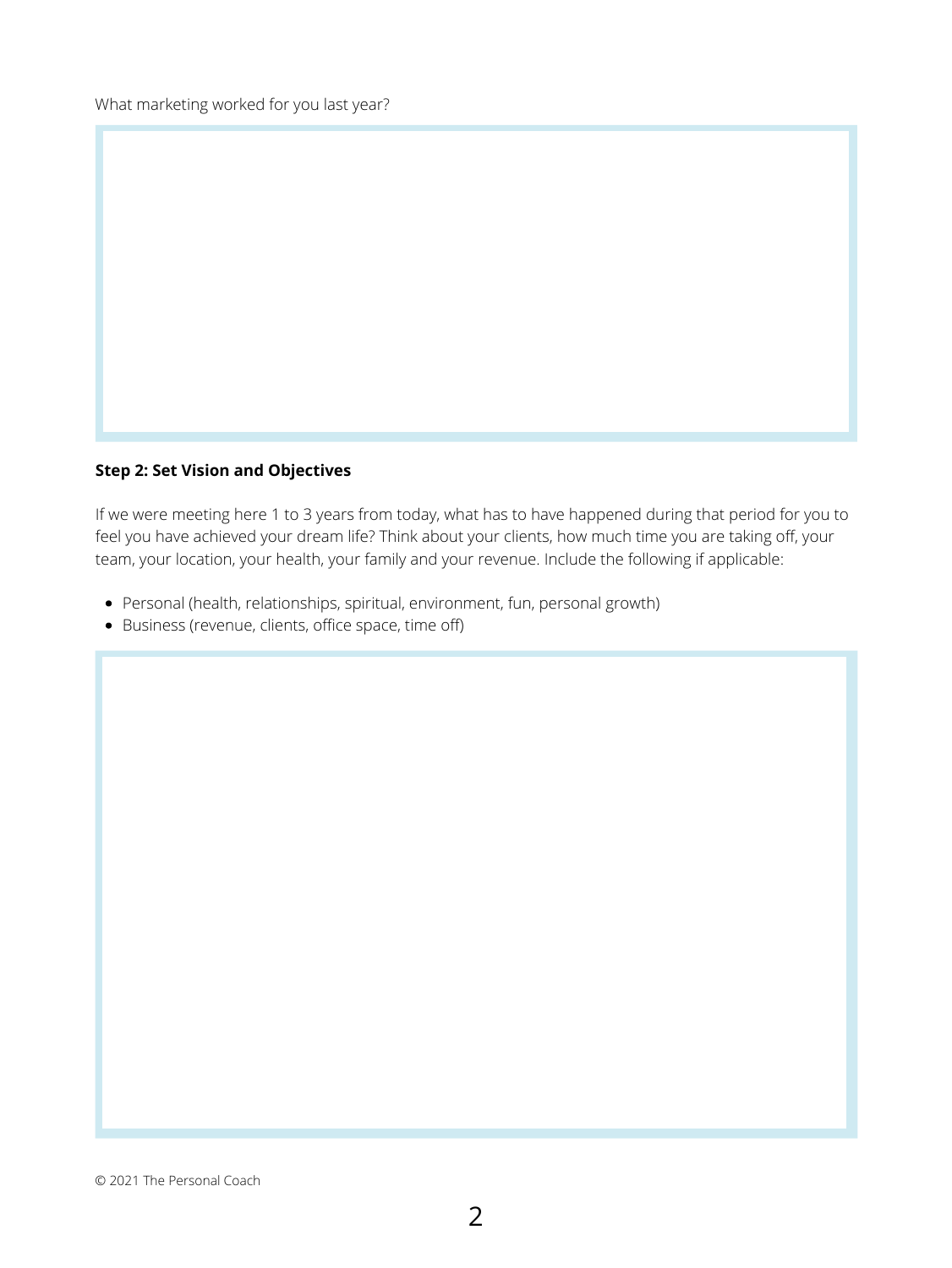What marketing worked for you last year?

**Step 2: Set Vision and Objectives**

If we were meeting here 1 to 3 years from today, what has to have happened during that period for you to feel you have achieved your dream life? Think about your clients, how much time you are taking off, your team, your location, your health, your family and your revenue. Include the following if applicable:

- Personal (health, relationships, spiritual, environment, fun, personal growth)
- Business (revenue, clients, office space, time off)

© 2021 The Personal Coach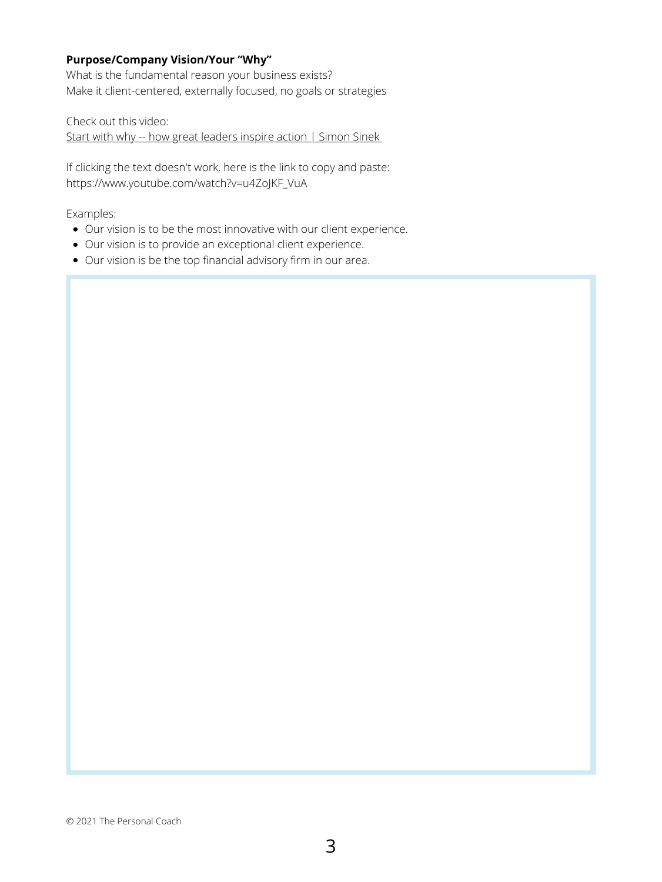**Purpose/Company Vision/Your "Why"**

What is the fundamental reason your business exists?
Make it client-centered, externally focused, no goals or strategies

Check out this video:
[Start with why -- how great leaders inspire action | Simon Sinek](https://www.youtube.com/watch?v=u4ZoJKF_VuA)

If clicking the text doesn't work, here is the link to copy and paste:
https://www.youtube.com/watch?v=u4ZoJKF_VuA

Examples:

- Our vision is to be the most innovative with our client experience.
- Our vision is to provide an exceptional client experience.
- Our vision is be the top financial advisory firm in our area.

© 2021 The Personal Coach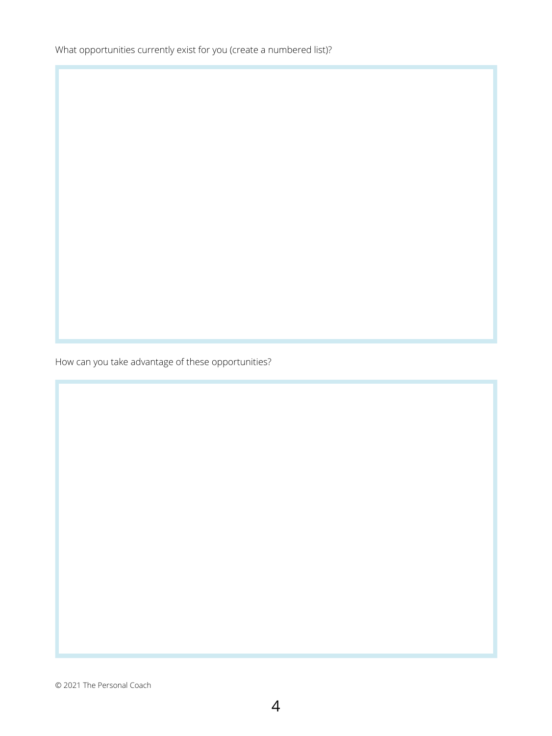What opportunities currently exist for you (create a numbered list)?

How can you take advantage of these opportunities?

© 2021 The Personal Coach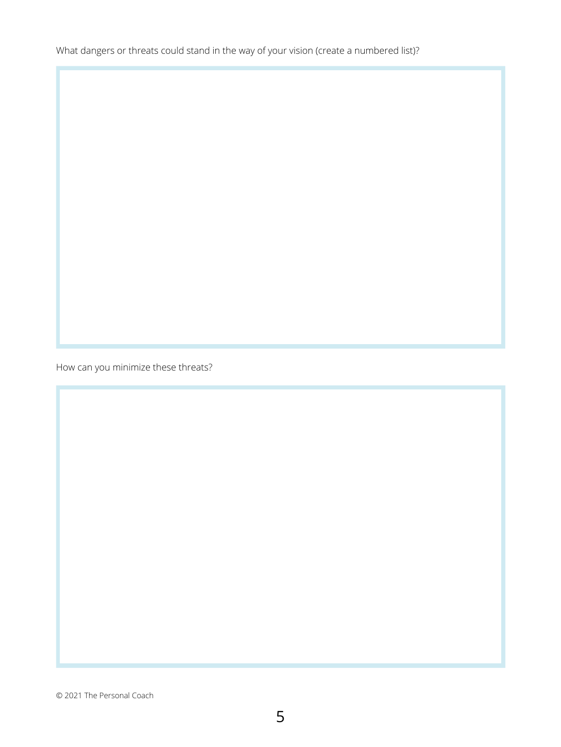What dangers or threats could stand in the way of your vision (create a numbered list)?

How can you minimize these threats?

© 2021 The Personal Coach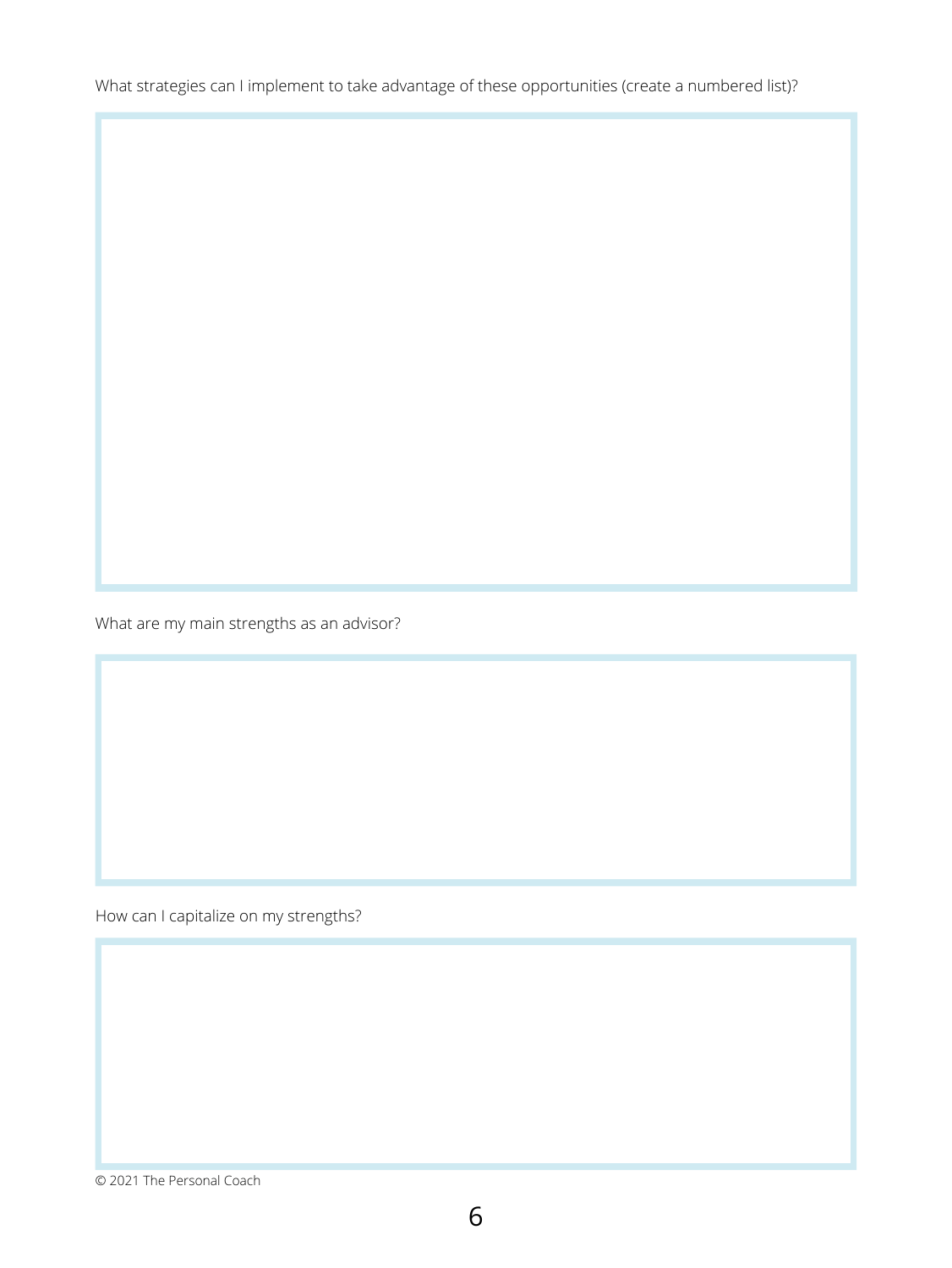What strategies can I implement to take advantage of these opportunities (create a numbered list)?

What are my main strengths as an advisor?

How can I capitalize on my strengths?

© 2021 The Personal Coach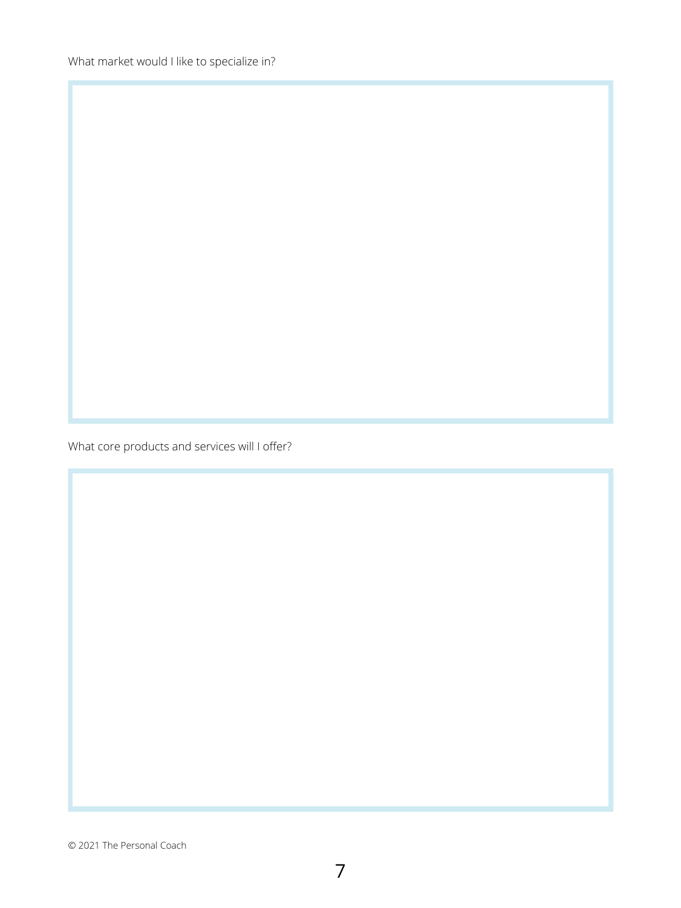What market would I like to specialize in?

What core products and services will I offer?

© 2021 The Personal Coach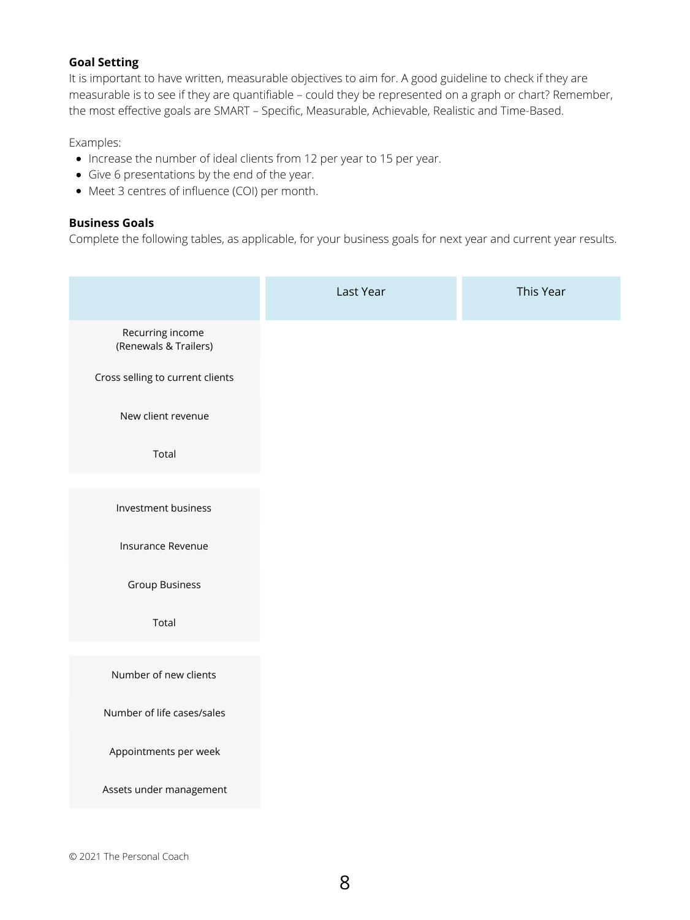**Goal Setting**

It is important to have written, measurable objectives to aim for. A good guideline to check if they are measurable is to see if they are quantifiable – could they be represented on a graph or chart? Remember, the most effective goals are SMART – Specific, Measurable, Achievable, Realistic and Time-Based.

Examples:

- Increase the number of ideal clients from 12 per year to 15 per year.
- Give 6 presentations by the end of the year.
- Meet 3 centres of influence (COI) per month.

**Business Goals**

Complete the following tables, as applicable, for your business goals for next year and current year results.

| | Last Year | This Year |
|---|---|---|
| Recurring income (Renewals & Trailers) | | |
| Cross selling to current clients | | |
| New client revenue | | |
| Total | | |
| | | |
| Investment business | | |
| Insurance Revenue | | |
| Group Business | | |
| Total | | |
| | | |
| Number of new clients | | |
| Number of life cases/sales | | |
| Appointments per week | | |
| Assets under management | | |

© 2021 The Personal Coach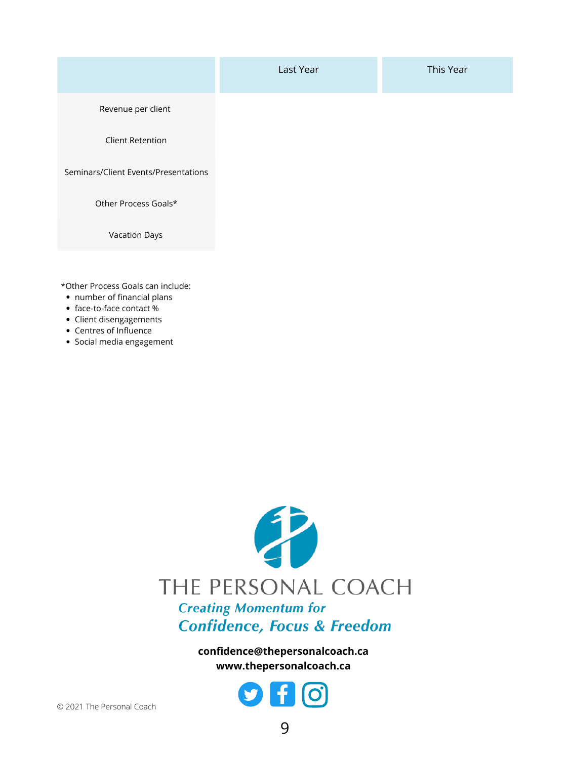| | Last Year | This Year |
|---|---|---|
| Revenue per client | | |
| Client Retention | | |
| Seminars/Client Events/Presentations | | |
| Other Process Goals* | | |
| Vacation Days | | |

*Other Process Goals can include:

- number of financial plans
- face-to-face contact %
- Client disengagements
- Centres of Influence
- Social media engagement

THE PERSONAL COACH

*Creating Momentum for*
*Confidence, Focus & Freedom*

**confidence@thepersonalcoach.ca**
**www.thepersonalcoach.ca**

© 2021 The Personal Coach